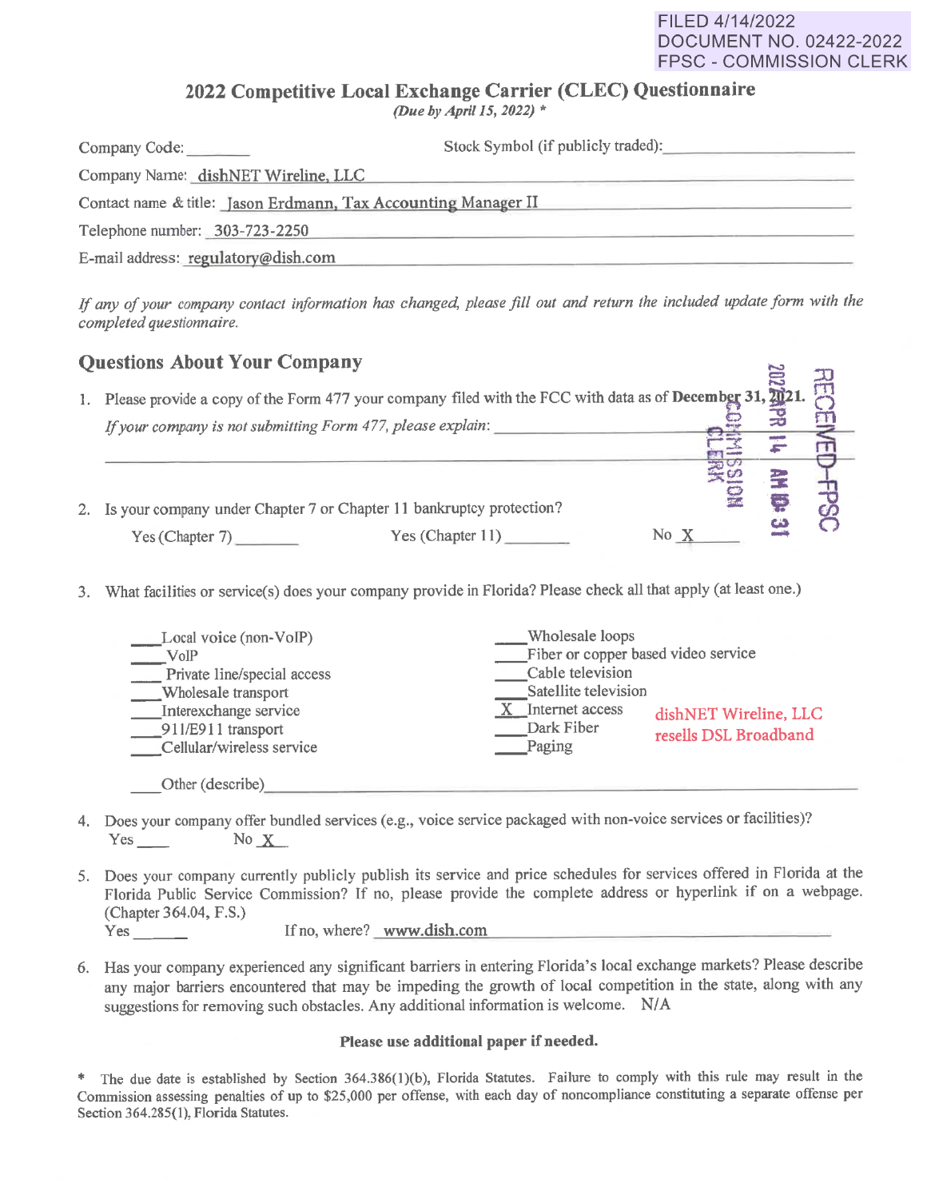FILED 4/14/2022
DOCUMENT NO. 02422-2022
FPSC - COMMISSION CLERK

## 2022 Competitive Local Exchange Carrier (CLEC) Questionnaire

*(Due by April 15, 2022)* *

Company Code: ________ Stock Symbol (if publicly traded): ____________________

Company Name: dishNET Wireline, LLC

Contact name & title: Jason Erdmann, Tax Accounting Manager II

Telephone number: 303-723-2250

E-mail address: regulatory@dish.com

*If any of your company contact information has changed, please fill out and return the included update form with the completed questionnaire.*

RECEIVED-FPSC 2022 APR 14 AM 10:31 COMMISSION CLERK

## Questions About Your Company

1. Please provide a copy of the Form 477 your company filed with the FCC with data as of **December 31, 2021.**
   *If your company is not submitting Form 477, please explain:* ____________________

2. Is your company under Chapter 7 or Chapter 11 bankruptcy protection?
   Yes (Chapter 7) ______ Yes (Chapter 11) ______ No X

3. What facilities or service(s) does your company provide in Florida? Please check all that apply (at least one.)

   - ___ Local voice (non-VoIP)
   - ___ VoIP
   - ___ Private line/special access
   - ___ Wholesale transport
   - ___ Interexchange service
   - ___ 911/E911 transport
   - ___ Cellular/wireless service
   - ___ Wholesale loops
   - ___ Fiber or copper based video service
   - ___ Cable television
   - ___ Satellite television
   - X Internet access
   - ___ Dark Fiber
   - ___ Paging

   dishNET Wireline, LLC resells DSL Broadband

   ___ Other (describe) ____________________

4. Does your company offer bundled services (e.g., voice service packaged with non-voice services or facilities)?
   Yes ____ No X

5. Does your company currently publicly publish its service and price schedules for services offered in Florida at the Florida Public Service Commission? If no, please provide the complete address or hyperlink if on a webpage. (Chapter 364.04, F.S.)
   Yes ______ If no, where? www.dish.com

6. Has your company experienced any significant barriers in entering Florida's local exchange markets? Please describe any major barriers encountered that may be impeding the growth of local competition in the state, along with any suggestions for removing such obstacles. Any additional information is welcome. N/A

**Please use additional paper if needed.**

\* The due date is established by Section 364.386(1)(b), Florida Statutes. Failure to comply with this rule may result in the Commission assessing penalties of up to $25,000 per offense, with each day of noncompliance constituting a separate offense per Section 364.285(1), Florida Statutes.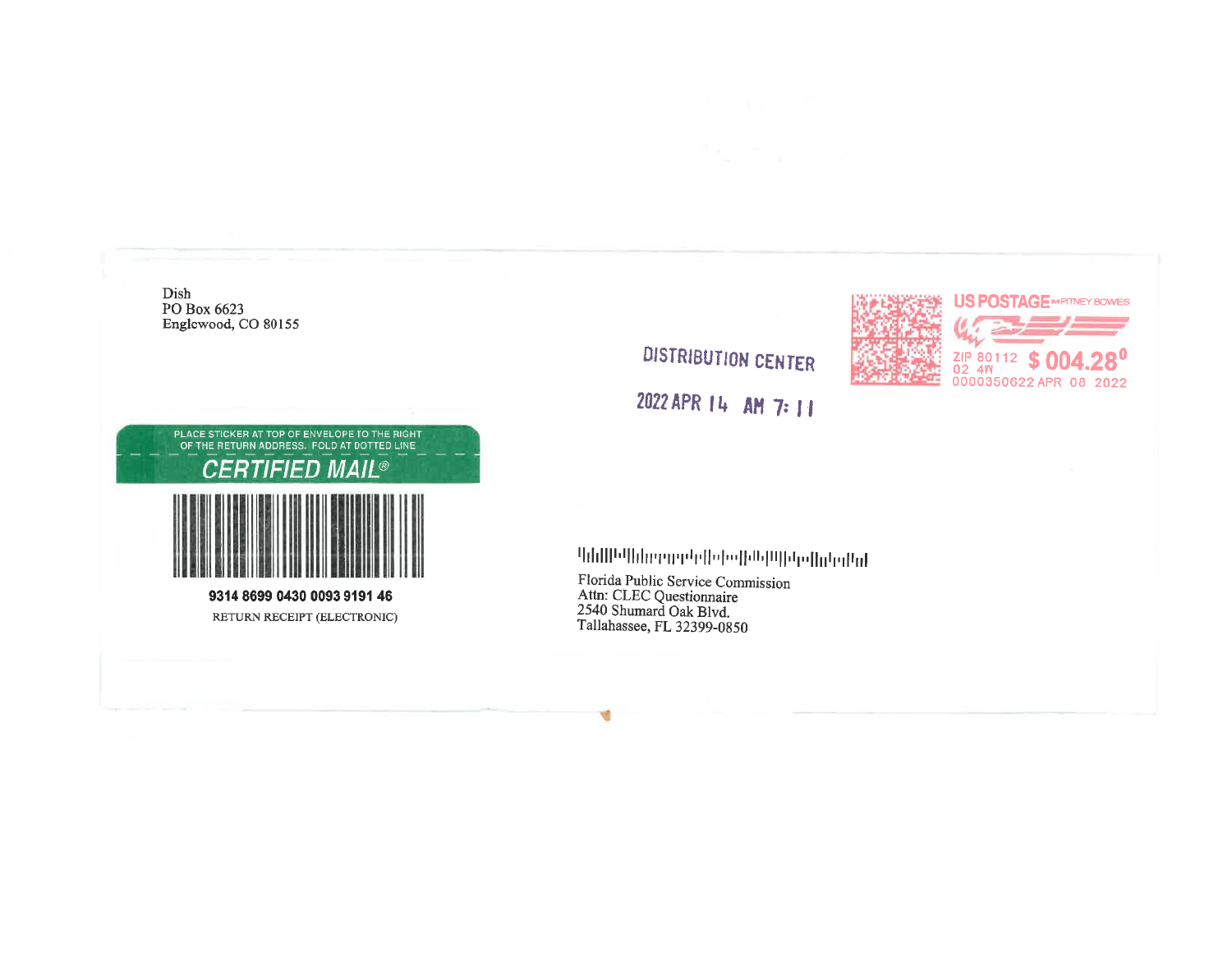Dish
PO Box 6623
Englewood, CO 80155

DISTRIBUTION CENTER

2022 APR 14 AM 7: 11

US POSTAGE PITNEY BOWES

ZIP 80112 $ 004.28⁰
02 4W
0000350622 APR 08 2022

PLACE STICKER AT TOP OF ENVELOPE TO THE RIGHT OF THE RETURN ADDRESS. FOLD AT DOTTED LINE

**CERTIFIED MAIL®**

**9314 8699 0430 0093 9191 46**

RETURN RECEIPT (ELECTRONIC)

Florida Public Service Commission
Attn: CLEC Questionnaire
2540 Shumard Oak Blvd.
Tallahassee, FL 32399-0850